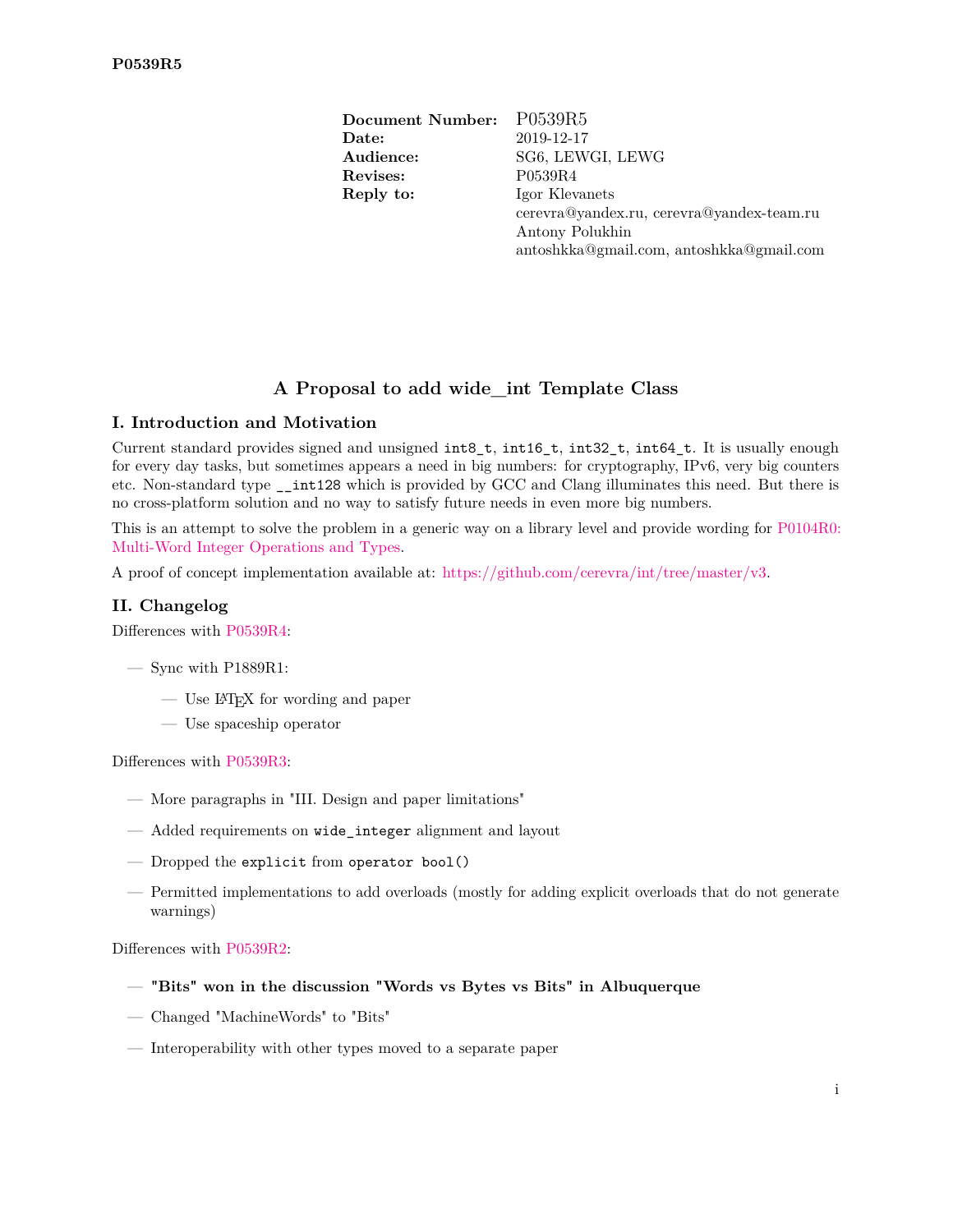| | |
|---|---|
| **Document Number:** | P0539R5 |
| **Date:** | 2019-12-17 |
| **Audience:** | SG6, LEWGI, LEWG |
| **Revises:** | P0539R4 |
| **Reply to:** | Igor Klevanets |
| | cerevra@yandex.ru, cerevra@yandex-team.ru |
| | Antony Polukhin |
| | antoshkka@gmail.com, antoshkka@gmail.com |

# A Proposal to add wide_int Template Class

## I. Introduction and Motivation

Current standard provides signed and unsigned `int8_t`, `int16_t`, `int32_t`, `int64_t`. It is usually enough for every day tasks, but sometimes appears a need in big numbers: for cryptography, IPv6, very big counters etc. Non-standard type `__int128` which is provided by GCC and Clang illuminates this need. But there is no cross-platform solution and no way to satisfy future needs in even more big numbers.

This is an attempt to solve the problem in a generic way on a library level and provide wording for P0104R0: Multi-Word Integer Operations and Types.

A proof of concept implementation available at: https://github.com/cerevra/int/tree/master/v3.

## II. Changelog

Differences with P0539R4:

- Sync with P1889R1:
  - Use LaTeX for wording and paper
  - Use spaceship operator

Differences with P0539R3:

- More paragraphs in "III. Design and paper limitations"
- Added requirements on `wide_integer` alignment and layout
- Dropped the `explicit` from `operator bool()`
- Permitted implementations to add overloads (mostly for adding explicit overloads that do not generate warnings)

Differences with P0539R2:

- **"Bits" won in the discussion "Words vs Bytes vs Bits" in Albuquerque**
- Changed "MachineWords" to "Bits"
- Interoperability with other types moved to a separate paper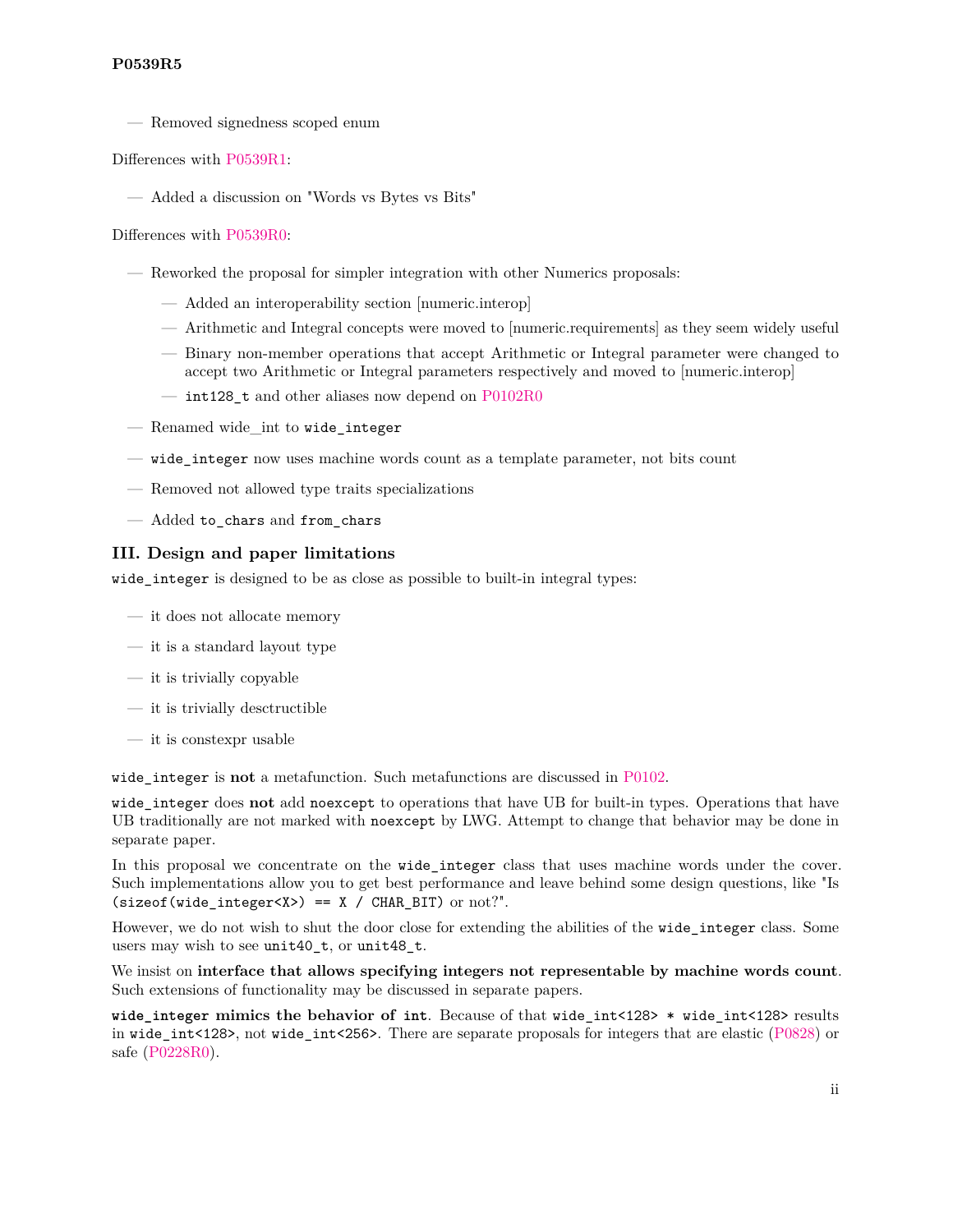- Removed signedness scoped enum

Differences with P0539R1:

- Added a discussion on "Words vs Bytes vs Bits"

Differences with P0539R0:

- Reworked the proposal for simpler integration with other Numerics proposals:
  - Added an interoperability section [numeric.interop]
  - Arithmetic and Integral concepts were moved to [numeric.requirements] as they seem widely useful
  - Binary non-member operations that accept Arithmetic or Integral parameter were changed to accept two Arithmetic or Integral parameters respectively and moved to [numeric.interop]
  - `int128_t` and other aliases now depend on P0102R0
- Renamed wide_int to `wide_integer`
- `wide_integer` now uses machine words count as a template parameter, not bits count
- Removed not allowed type traits specializations
- Added `to_chars` and `from_chars`

## III. Design and paper limitations

`wide_integer` is designed to be as close as possible to built-in integral types:

- it does not allocate memory
- it is a standard layout type
- it is trivially copyable
- it is trivially desctructible
- it is constexpr usable

`wide_integer` is **not** a metafunction. Such metafunctions are discussed in P0102.

`wide_integer` does **not** add `noexcept` to operations that have UB for built-in types. Operations that have UB traditionally are not marked with `noexcept` by LWG. Attempt to change that behavior may be done in separate paper.

In this proposal we concentrate on the `wide_integer` class that uses machine words under the cover. Such implementations allow you to get best performance and leave behind some design questions, like "Is `(sizeof(wide_integer<X>) == X / CHAR_BIT)` or not?".

However, we do not wish to shut the door close for extending the abilities of the `wide_integer` class. Some users may wish to see `unit40_t`, or `unit48_t`.

We insist on **interface that allows specifying integers not representable by machine words count**. Such extensions of functionality may be discussed in separate papers.

**`wide_integer` mimics the behavior of `int`**. Because of that `wide_int<128> * wide_int<128>` results in `wide_int<128>`, not `wide_int<256>`. There are separate proposals for integers that are elastic (P0828) or safe (P0228R0).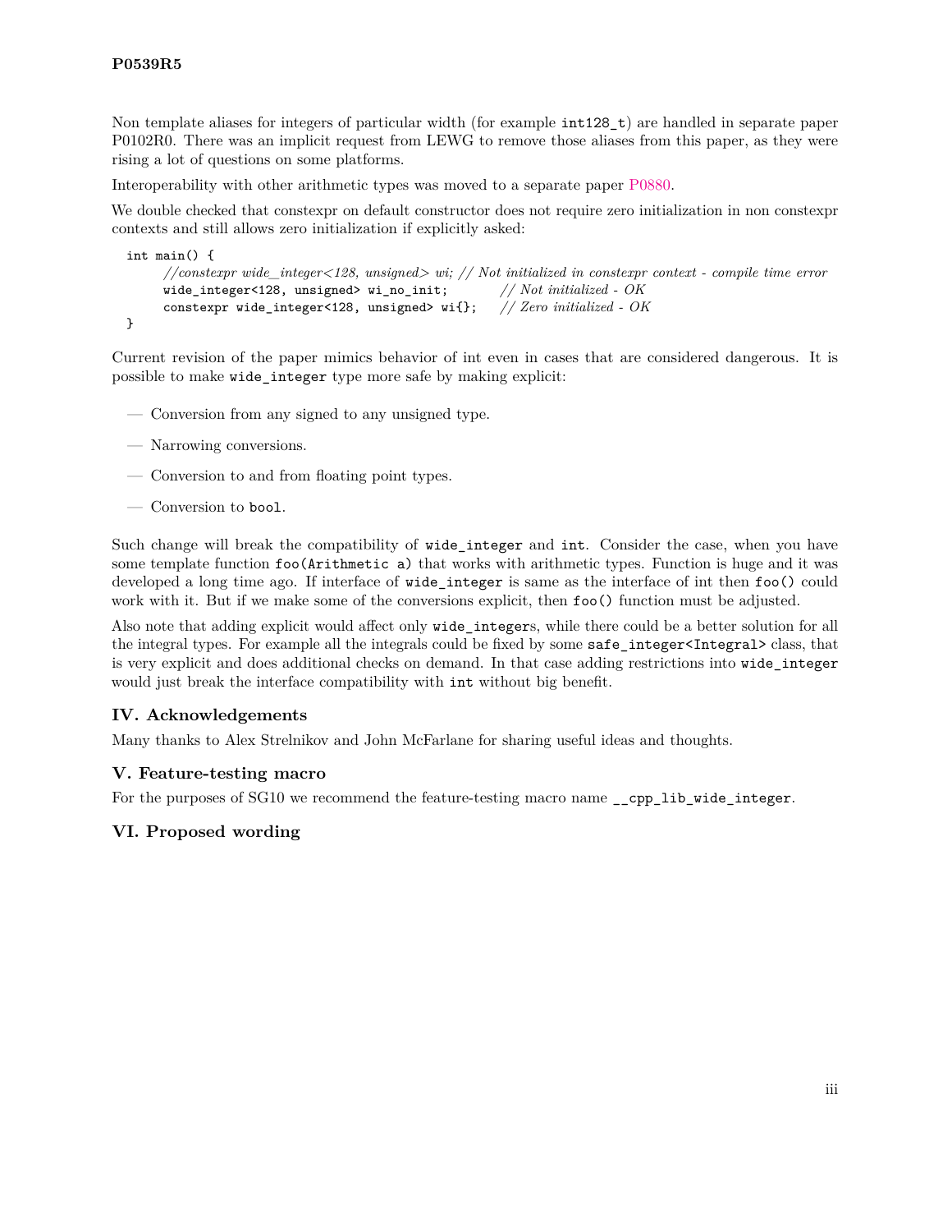Non template aliases for integers of particular width (for example `int128_t`) are handled in separate paper P0102R0. There was an implicit request from LEWG to remove those aliases from this paper, as they were rising a lot of questions on some platforms.

Interoperability with other arithmetic types was moved to a separate paper P0880.

We double checked that constexpr on default constructor does not require zero initialization in non constexpr contexts and still allows zero initialization if explicitly asked:

```
int main() {
    //constexpr wide_integer<128, unsigned> wi; // Not initialized in constexpr context - compile time error
    wide_integer<128, unsigned> wi_no_init;       // Not initialized - OK
    constexpr wide_integer<128, unsigned> wi{};   // Zero initialized - OK
}
```

Current revision of the paper mimics behavior of int even in cases that are considered dangerous. It is possible to make `wide_integer` type more safe by making explicit:

- Conversion from any signed to any unsigned type.
- Narrowing conversions.
- Conversion to and from floating point types.
- Conversion to `bool`.

Such change will break the compatibility of `wide_integer` and `int`. Consider the case, when you have some template function `foo(Arithmetic a)` that works with arithmetic types. Function is huge and it was developed a long time ago. If interface of `wide_integer` is same as the interface of int then `foo()` could work with it. But if we make some of the conversions explicit, then `foo()` function must be adjusted.

Also note that adding explicit would affect only `wide_integer`s, while there could be a better solution for all the integral types. For example all the integrals could be fixed by some `safe_integer<Integral>` class, that is very explicit and does additional checks on demand. In that case adding restrictions into `wide_integer` would just break the interface compatibility with `int` without big benefit.

## IV. Acknowledgements

Many thanks to Alex Strelnikov and John McFarlane for sharing useful ideas and thoughts.

## V. Feature-testing macro

For the purposes of SG10 we recommend the feature-testing macro name `__cpp_lib_wide_integer`.

## VI. Proposed wording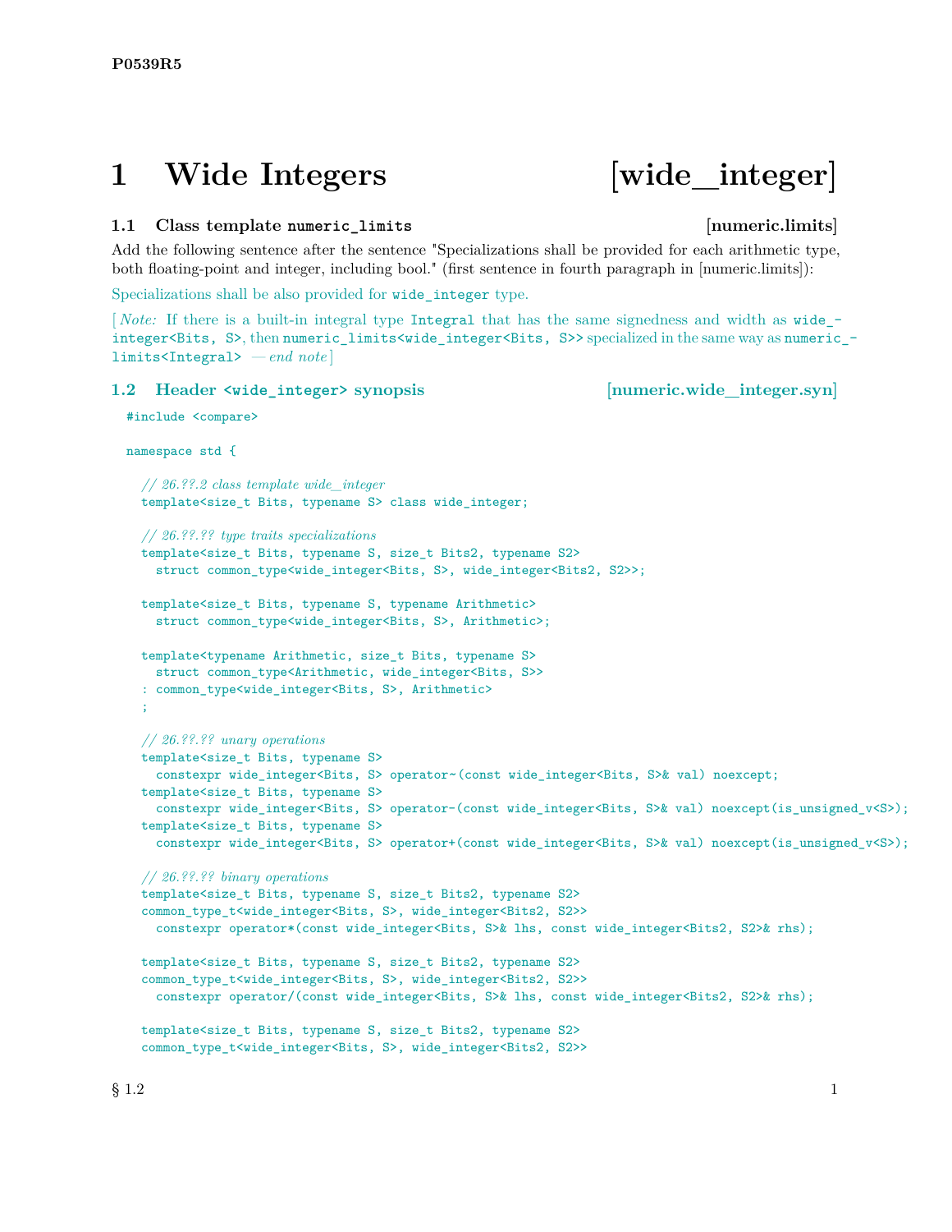# 1 Wide Integers [wide_integer]

## 1.1 Class template `numeric_limits` [numeric.limits]

Add the following sentence after the sentence "Specializations shall be provided for each arithmetic type, both floating-point and integer, including bool." (first sentence in fourth paragraph in [numeric.limits]):

Specializations shall be also provided for `wide_integer` type.

[ *Note:* If there is a built-in integral type `Integral` that has the same signedness and width as `wide_integer<Bits, S>`, then `numeric_limits<wide_integer<Bits, S>>` specialized in the same way as `numeric_limits<Integral>` — *end note* ]

## 1.2 Header `<wide_integer>` synopsis [numeric.wide_integer.syn]

```
#include <compare>

namespace std {

  // 26.??.2 class template wide_integer
  template<size_t Bits, typename S> class wide_integer;

  // 26.??.?? type traits specializations
  template<size_t Bits, typename S, size_t Bits2, typename S2>
    struct common_type<wide_integer<Bits, S>, wide_integer<Bits2, S2>>;

  template<size_t Bits, typename S, typename Arithmetic>
    struct common_type<wide_integer<Bits, S>, Arithmetic>;

  template<typename Arithmetic, size_t Bits, typename S>
    struct common_type<Arithmetic, wide_integer<Bits, S>>
  : common_type<wide_integer<Bits, S>, Arithmetic>
  ;

  // 26.??.?? unary operations
  template<size_t Bits, typename S>
    constexpr wide_integer<Bits, S> operator~(const wide_integer<Bits, S>& val) noexcept;
  template<size_t Bits, typename S>
    constexpr wide_integer<Bits, S> operator-(const wide_integer<Bits, S>& val) noexcept(is_unsigned_v<S>);
  template<size_t Bits, typename S>
    constexpr wide_integer<Bits, S> operator+(const wide_integer<Bits, S>& val) noexcept(is_unsigned_v<S>);

  // 26.??.?? binary operations
  template<size_t Bits, typename S, size_t Bits2, typename S2>
  common_type_t<wide_integer<Bits, S>, wide_integer<Bits2, S2>>
    constexpr operator*(const wide_integer<Bits, S>& lhs, const wide_integer<Bits2, S2>& rhs);

  template<size_t Bits, typename S, size_t Bits2, typename S2>
  common_type_t<wide_integer<Bits, S>, wide_integer<Bits2, S2>>
    constexpr operator/(const wide_integer<Bits, S>& lhs, const wide_integer<Bits2, S2>& rhs);

  template<size_t Bits, typename S, size_t Bits2, typename S2>
  common_type_t<wide_integer<Bits, S>, wide_integer<Bits2, S2>>
```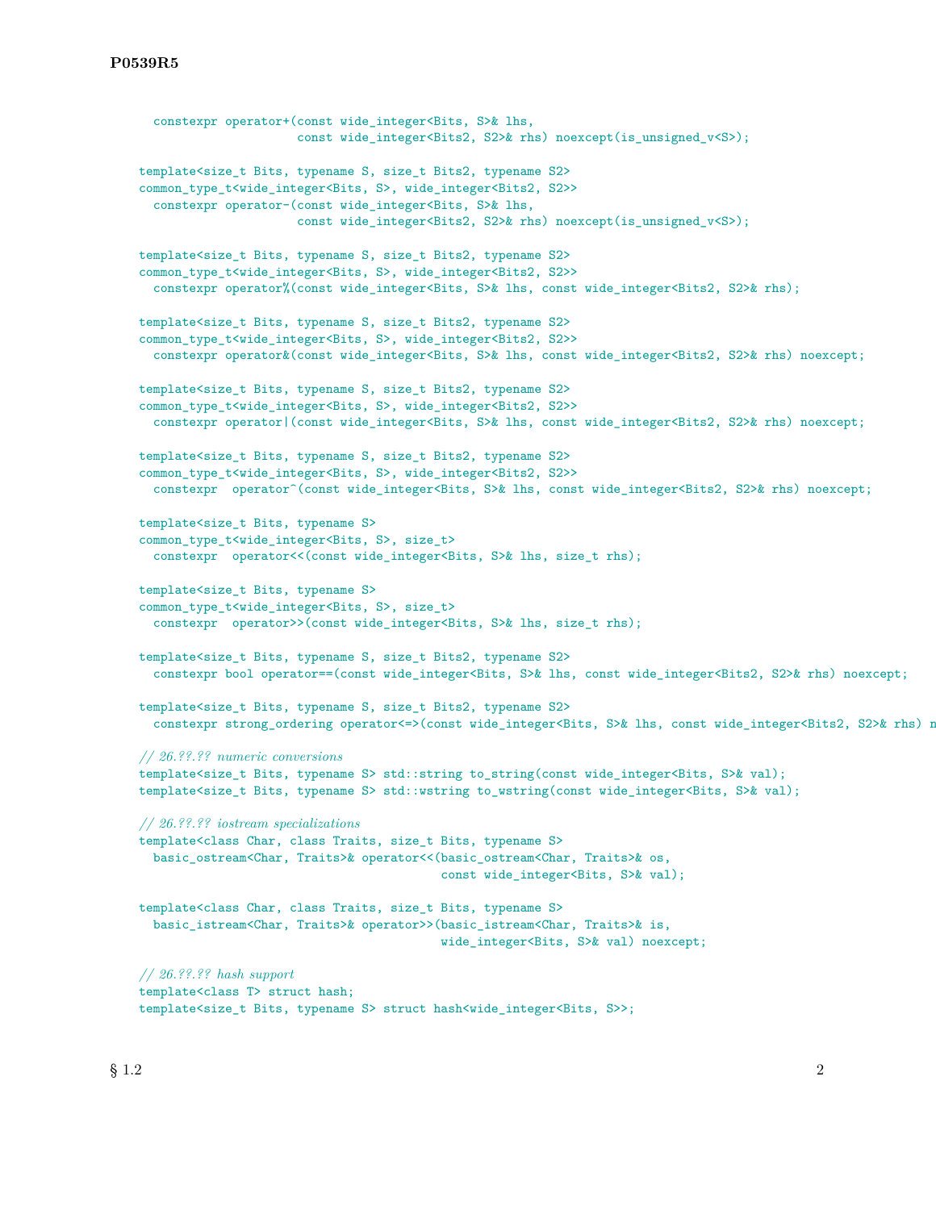```
  constexpr operator+(const wide_integer<Bits, S>& lhs,
                      const wide_integer<Bits2, S2>& rhs) noexcept(is_unsigned_v<S>);

template<size_t Bits, typename S, size_t Bits2, typename S2>
common_type_t<wide_integer<Bits, S>, wide_integer<Bits2, S2>>
  constexpr operator-(const wide_integer<Bits, S>& lhs,
                      const wide_integer<Bits2, S2>& rhs) noexcept(is_unsigned_v<S>);

template<size_t Bits, typename S, size_t Bits2, typename S2>
common_type_t<wide_integer<Bits, S>, wide_integer<Bits2, S2>>
  constexpr operator%(const wide_integer<Bits, S>& lhs, const wide_integer<Bits2, S2>& rhs);

template<size_t Bits, typename S, size_t Bits2, typename S2>
common_type_t<wide_integer<Bits, S>, wide_integer<Bits2, S2>>
  constexpr operator&(const wide_integer<Bits, S>& lhs, const wide_integer<Bits2, S2>& rhs) noexcept;

template<size_t Bits, typename S, size_t Bits2, typename S2>
common_type_t<wide_integer<Bits, S>, wide_integer<Bits2, S2>>
  constexpr operator|(const wide_integer<Bits, S>& lhs, const wide_integer<Bits2, S2>& rhs) noexcept;

template<size_t Bits, typename S, size_t Bits2, typename S2>
common_type_t<wide_integer<Bits, S>, wide_integer<Bits2, S2>>
  constexpr  operator^(const wide_integer<Bits, S>& lhs, const wide_integer<Bits2, S2>& rhs) noexcept;

template<size_t Bits, typename S>
common_type_t<wide_integer<Bits, S>, size_t>
  constexpr  operator<<(const wide_integer<Bits, S>& lhs, size_t rhs);

template<size_t Bits, typename S>
common_type_t<wide_integer<Bits, S>, size_t>
  constexpr  operator>>(const wide_integer<Bits, S>& lhs, size_t rhs);

template<size_t Bits, typename S, size_t Bits2, typename S2>
  constexpr bool operator==(const wide_integer<Bits, S>& lhs, const wide_integer<Bits2, S2>& rhs) noexcept;

template<size_t Bits, typename S, size_t Bits2, typename S2>
  constexpr strong_ordering operator<=>(const wide_integer<Bits, S>& lhs, const wide_integer<Bits2, S2>& rhs) n

// 26.??.?? numeric conversions
template<size_t Bits, typename S> std::string to_string(const wide_integer<Bits, S>& val);
template<size_t Bits, typename S> std::wstring to_wstring(const wide_integer<Bits, S>& val);

// 26.??.?? iostream specializations
template<class Char, class Traits, size_t Bits, typename S>
  basic_ostream<Char, Traits>& operator<<(basic_ostream<Char, Traits>& os,
                                          const wide_integer<Bits, S>& val);

template<class Char, class Traits, size_t Bits, typename S>
  basic_istream<Char, Traits>& operator>>(basic_istream<Char, Traits>& is,
                                          wide_integer<Bits, S>& val) noexcept;

// 26.??.?? hash support
template<class T> struct hash;
template<size_t Bits, typename S> struct hash<wide_integer<Bits, S>>;
```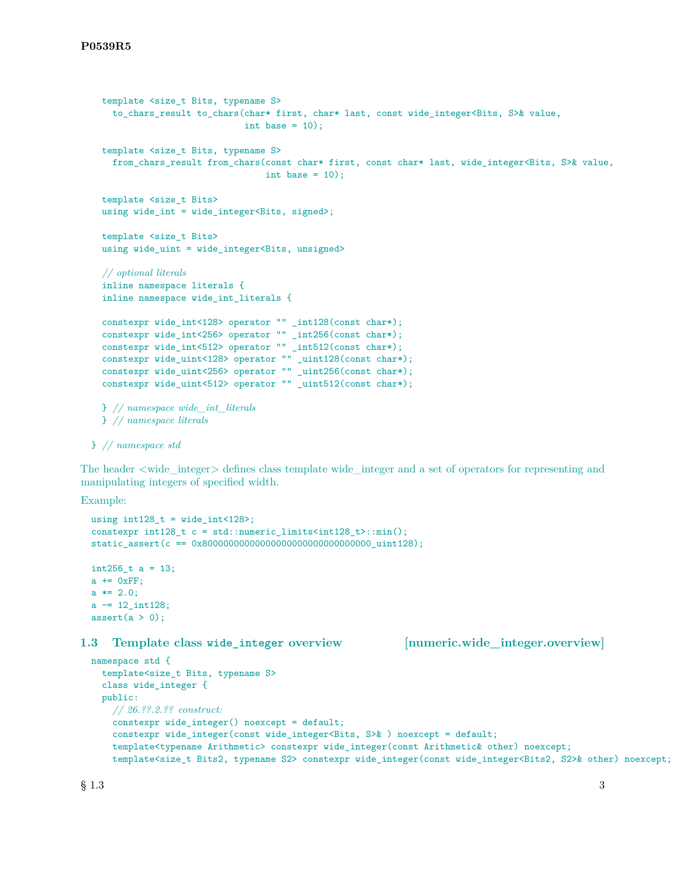```
  template <size_t Bits, typename S>
    to_chars_result to_chars(char* first, char* last, const wide_integer<Bits, S>& value,
                             int base = 10);

  template <size_t Bits, typename S>
    from_chars_result from_chars(const char* first, const char* last, wide_integer<Bits, S>& value,
                                 int base = 10);

  template <size_t Bits>
  using wide_int = wide_integer<Bits, signed>;

  template <size_t Bits>
  using wide_uint = wide_integer<Bits, unsigned>

  // optional literals
  inline namespace literals {
  inline namespace wide_int_literals {

  constexpr wide_int<128> operator "" _int128(const char*);
  constexpr wide_int<256> operator "" _int256(const char*);
  constexpr wide_int<512> operator "" _int512(const char*);
  constexpr wide_uint<128> operator "" _uint128(const char*);
  constexpr wide_uint<256> operator "" _uint256(const char*);
  constexpr wide_uint<512> operator "" _uint512(const char*);

  } // namespace wide_int_literals
  } // namespace literals

} // namespace std
```

The header <wide_integer> defines class template wide_integer and a set of operators for representing and manipulating integers of specified width.

Example:

```
using int128_t = wide_int<128>;
constexpr int128_t c = std::numeric_limits<int128_t>::min();
static_assert(c == 0x80000000000000000000000000000000_uint128);

int256_t a = 13;
a += 0xFF;
a *= 2.0;
a -= 12_int128;
assert(a > 0);
```

### 1.3 Template class `wide_integer` overview [numeric.wide_integer.overview]

```
namespace std {
  template<size_t Bits, typename S>
  class wide_integer {
  public:
    // 26.??.2.?? construct:
    constexpr wide_integer() noexcept = default;
    constexpr wide_integer(const wide_integer<Bits, S>& ) noexcept = default;
    template<typename Arithmetic> constexpr wide_integer(const Arithmetic& other) noexcept;
    template<size_t Bits2, typename S2> constexpr wide_integer(const wide_integer<Bits2, S2>& other) noexcept;
```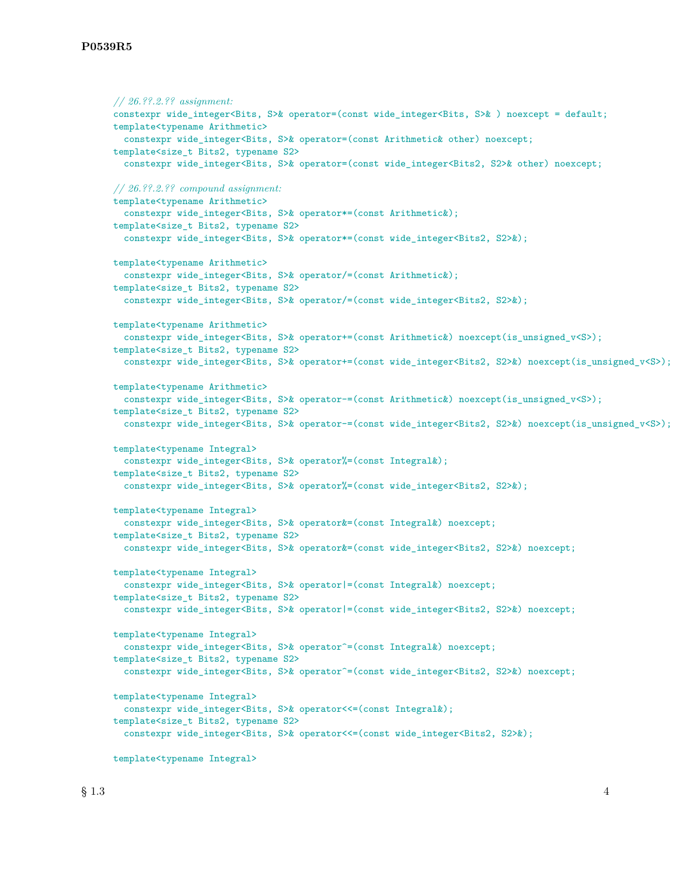```
// 26.??.2.?? assignment:
constexpr wide_integer<Bits, S>& operator=(const wide_integer<Bits, S>& ) noexcept = default;
template<typename Arithmetic>
  constexpr wide_integer<Bits, S>& operator=(const Arithmetic& other) noexcept;
template<size_t Bits2, typename S2>
  constexpr wide_integer<Bits, S>& operator=(const wide_integer<Bits2, S2>& other) noexcept;

// 26.??.2.?? compound assignment:
template<typename Arithmetic>
  constexpr wide_integer<Bits, S>& operator*=(const Arithmetic&);
template<size_t Bits2, typename S2>
  constexpr wide_integer<Bits, S>& operator*=(const wide_integer<Bits2, S2>&);

template<typename Arithmetic>
  constexpr wide_integer<Bits, S>& operator/=(const Arithmetic&);
template<size_t Bits2, typename S2>
  constexpr wide_integer<Bits, S>& operator/=(const wide_integer<Bits2, S2>&);

template<typename Arithmetic>
  constexpr wide_integer<Bits, S>& operator+=(const Arithmetic&) noexcept(is_unsigned_v<S>);
template<size_t Bits2, typename S2>
  constexpr wide_integer<Bits, S>& operator+=(const wide_integer<Bits2, S2>&) noexcept(is_unsigned_v<S>);

template<typename Arithmetic>
  constexpr wide_integer<Bits, S>& operator-=(const Arithmetic&) noexcept(is_unsigned_v<S>);
template<size_t Bits2, typename S2>
  constexpr wide_integer<Bits, S>& operator-=(const wide_integer<Bits2, S2>&) noexcept(is_unsigned_v<S>);

template<typename Integral>
  constexpr wide_integer<Bits, S>& operator%=(const Integral&);
template<size_t Bits2, typename S2>
  constexpr wide_integer<Bits, S>& operator%=(const wide_integer<Bits2, S2>&);

template<typename Integral>
  constexpr wide_integer<Bits, S>& operator&=(const Integral&) noexcept;
template<size_t Bits2, typename S2>
  constexpr wide_integer<Bits, S>& operator&=(const wide_integer<Bits2, S2>&) noexcept;

template<typename Integral>
  constexpr wide_integer<Bits, S>& operator|=(const Integral&) noexcept;
template<size_t Bits2, typename S2>
  constexpr wide_integer<Bits, S>& operator|=(const wide_integer<Bits2, S2>&) noexcept;

template<typename Integral>
  constexpr wide_integer<Bits, S>& operator^=(const Integral&) noexcept;
template<size_t Bits2, typename S2>
  constexpr wide_integer<Bits, S>& operator^=(const wide_integer<Bits2, S2>&) noexcept;

template<typename Integral>
  constexpr wide_integer<Bits, S>& operator<<=(const Integral&);
template<size_t Bits2, typename S2>
  constexpr wide_integer<Bits, S>& operator<<=(const wide_integer<Bits2, S2>&);

template<typename Integral>
```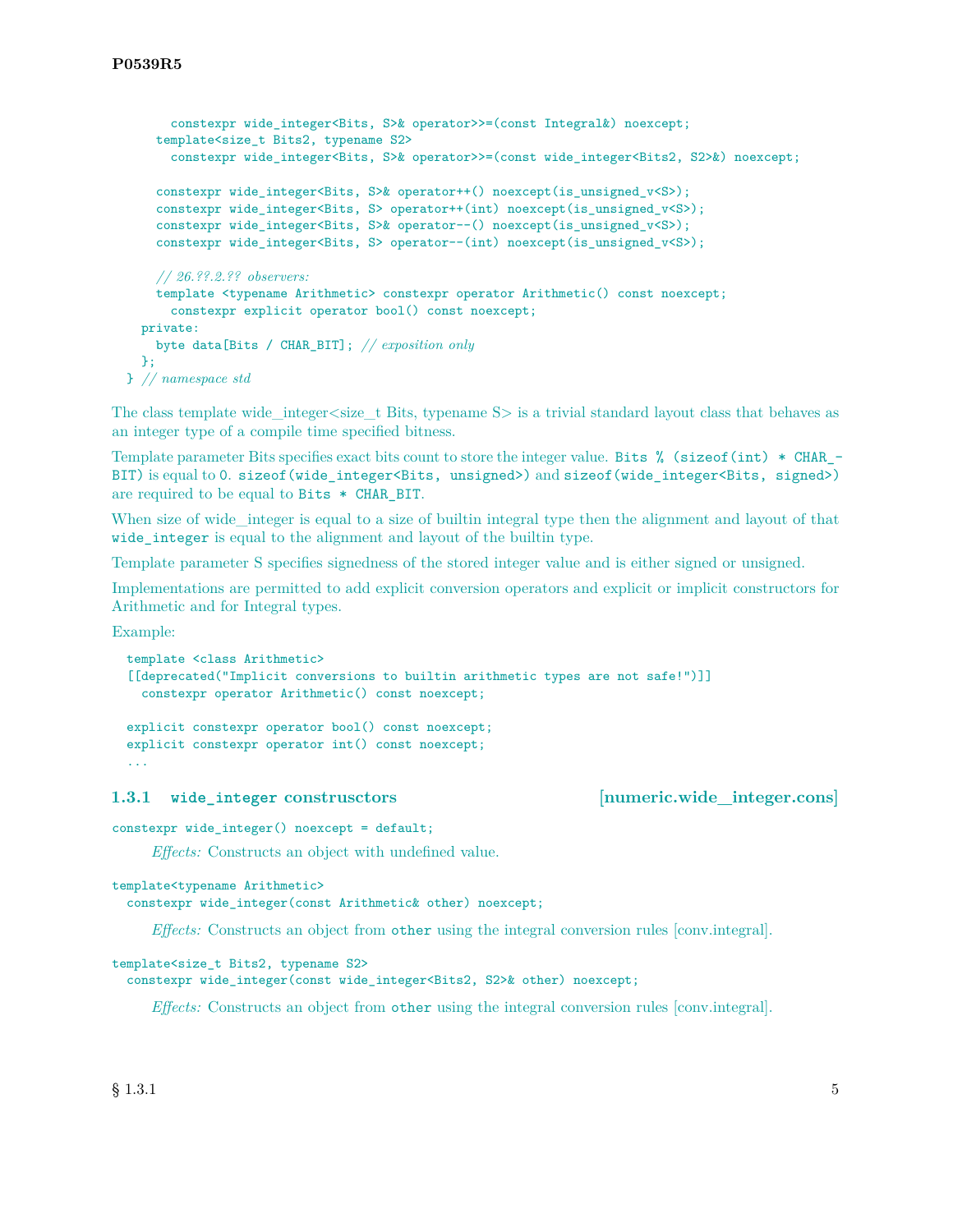```
      constexpr wide_integer<Bits, S>& operator>>=(const Integral&) noexcept;
    template<size_t Bits2, typename S2>
      constexpr wide_integer<Bits, S>& operator>>=(const wide_integer<Bits2, S2>&) noexcept;

    constexpr wide_integer<Bits, S>& operator++() noexcept(is_unsigned_v<S>);
    constexpr wide_integer<Bits, S> operator++(int) noexcept(is_unsigned_v<S>);
    constexpr wide_integer<Bits, S>& operator--() noexcept(is_unsigned_v<S>);
    constexpr wide_integer<Bits, S> operator--(int) noexcept(is_unsigned_v<S>);

    // 26.??.2.?? observers:
    template <typename Arithmetic> constexpr operator Arithmetic() const noexcept;
      constexpr explicit operator bool() const noexcept;
  private:
    byte data[Bits / CHAR_BIT]; // exposition only
  };
} // namespace std
```

The class template wide_integer<size_t Bits, typename S> is a trivial standard layout class that behaves as an integer type of a compile time specified bitness.

Template parameter Bits specifies exact bits count to store the integer value. `Bits % (sizeof(int) * CHAR_BIT)` is equal to `0`. `sizeof(wide_integer<Bits, unsigned>)` and `sizeof(wide_integer<Bits, signed>)` are required to be equal to `Bits * CHAR_BIT`.

When size of wide_integer is equal to a size of builtin integral type then the alignment and layout of that `wide_integer` is equal to the alignment and layout of the builtin type.

Template parameter S specifies signedness of the stored integer value and is either signed or unsigned.

Implementations are permitted to add explicit conversion operators and explicit or implicit constructors for Arithmetic and for Integral types.

Example:

```
template <class Arithmetic>
[[deprecated("Implicit conversions to builtin arithmetic types are not safe!")]]
  constexpr operator Arithmetic() const noexcept;

explicit constexpr operator bool() const noexcept;
explicit constexpr operator int() const noexcept;
...
```

### 1.3.1 `wide_integer` construsctors [numeric.wide_integer.cons]

```
constexpr wide_integer() noexcept = default;
```

*Effects:* Constructs an object with undefined value.

```
template<typename Arithmetic>
  constexpr wide_integer(const Arithmetic& other) noexcept;
```

*Effects:* Constructs an object from `other` using the integral conversion rules [conv.integral].

```
template<size_t Bits2, typename S2>
  constexpr wide_integer(const wide_integer<Bits2, S2>& other) noexcept;
```

*Effects:* Constructs an object from `other` using the integral conversion rules [conv.integral].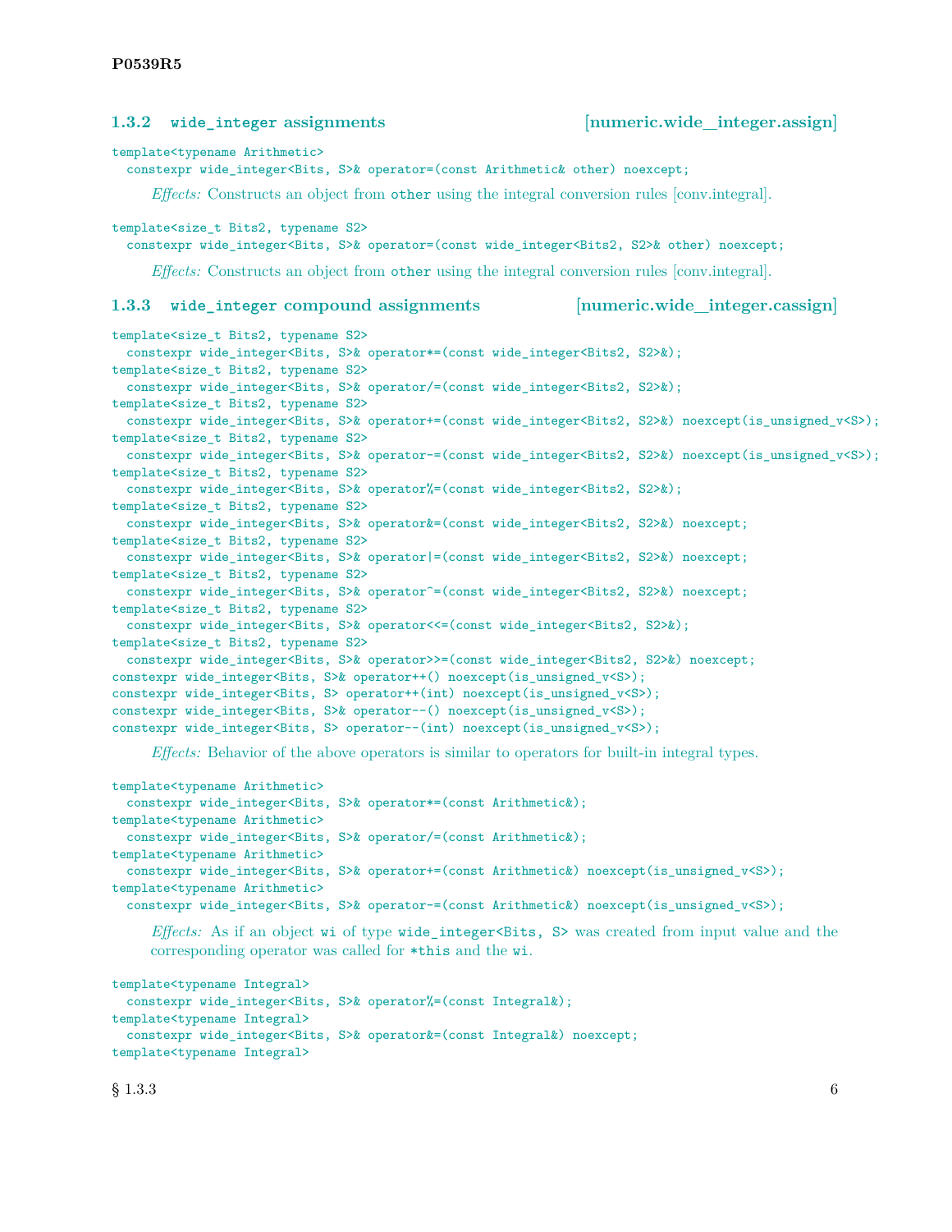### 1.3.2 `wide_integer` assignments [numeric.wide__integer.assign]

```
template<typename Arithmetic>
  constexpr wide_integer<Bits, S>& operator=(const Arithmetic& other) noexcept;
```

*Effects:* Constructs an object from `other` using the integral conversion rules [conv.integral].

```
template<size_t Bits2, typename S2>
  constexpr wide_integer<Bits, S>& operator=(const wide_integer<Bits2, S2>& other) noexcept;
```

*Effects:* Constructs an object from `other` using the integral conversion rules [conv.integral].

### 1.3.3 `wide_integer` compound assignments [numeric.wide__integer.cassign]

```
template<size_t Bits2, typename S2>
  constexpr wide_integer<Bits, S>& operator*=(const wide_integer<Bits2, S2>&);
template<size_t Bits2, typename S2>
  constexpr wide_integer<Bits, S>& operator/=(const wide_integer<Bits2, S2>&);
template<size_t Bits2, typename S2>
  constexpr wide_integer<Bits, S>& operator+=(const wide_integer<Bits2, S2>&) noexcept(is_unsigned_v<S>);
template<size_t Bits2, typename S2>
  constexpr wide_integer<Bits, S>& operator-=(const wide_integer<Bits2, S2>&) noexcept(is_unsigned_v<S>);
template<size_t Bits2, typename S2>
  constexpr wide_integer<Bits, S>& operator%=(const wide_integer<Bits2, S2>&);
template<size_t Bits2, typename S2>
  constexpr wide_integer<Bits, S>& operator&=(const wide_integer<Bits2, S2>&) noexcept;
template<size_t Bits2, typename S2>
  constexpr wide_integer<Bits, S>& operator|=(const wide_integer<Bits2, S2>&) noexcept;
template<size_t Bits2, typename S2>
  constexpr wide_integer<Bits, S>& operator^=(const wide_integer<Bits2, S2>&) noexcept;
template<size_t Bits2, typename S2>
  constexpr wide_integer<Bits, S>& operator<<=(const wide_integer<Bits2, S2>&);
template<size_t Bits2, typename S2>
  constexpr wide_integer<Bits, S>& operator>>=(const wide_integer<Bits2, S2>&) noexcept;
constexpr wide_integer<Bits, S>& operator++() noexcept(is_unsigned_v<S>);
constexpr wide_integer<Bits, S> operator++(int) noexcept(is_unsigned_v<S>);
constexpr wide_integer<Bits, S>& operator--() noexcept(is_unsigned_v<S>);
constexpr wide_integer<Bits, S> operator--(int) noexcept(is_unsigned_v<S>);
```

*Effects:* Behavior of the above operators is similar to operators for built-in integral types.

```
template<typename Arithmetic>
  constexpr wide_integer<Bits, S>& operator*=(const Arithmetic&);
template<typename Arithmetic>
  constexpr wide_integer<Bits, S>& operator/=(const Arithmetic&);
template<typename Arithmetic>
  constexpr wide_integer<Bits, S>& operator+=(const Arithmetic&) noexcept(is_unsigned_v<S>);
template<typename Arithmetic>
  constexpr wide_integer<Bits, S>& operator-=(const Arithmetic&) noexcept(is_unsigned_v<S>);
```

*Effects:* As if an object `wi` of type `wide_integer<Bits, S>` was created from input value and the corresponding operator was called for `*this` and the `wi`.

```
template<typename Integral>
  constexpr wide_integer<Bits, S>& operator%=(const Integral&);
template<typename Integral>
  constexpr wide_integer<Bits, S>& operator&=(const Integral&) noexcept;
template<typename Integral>
```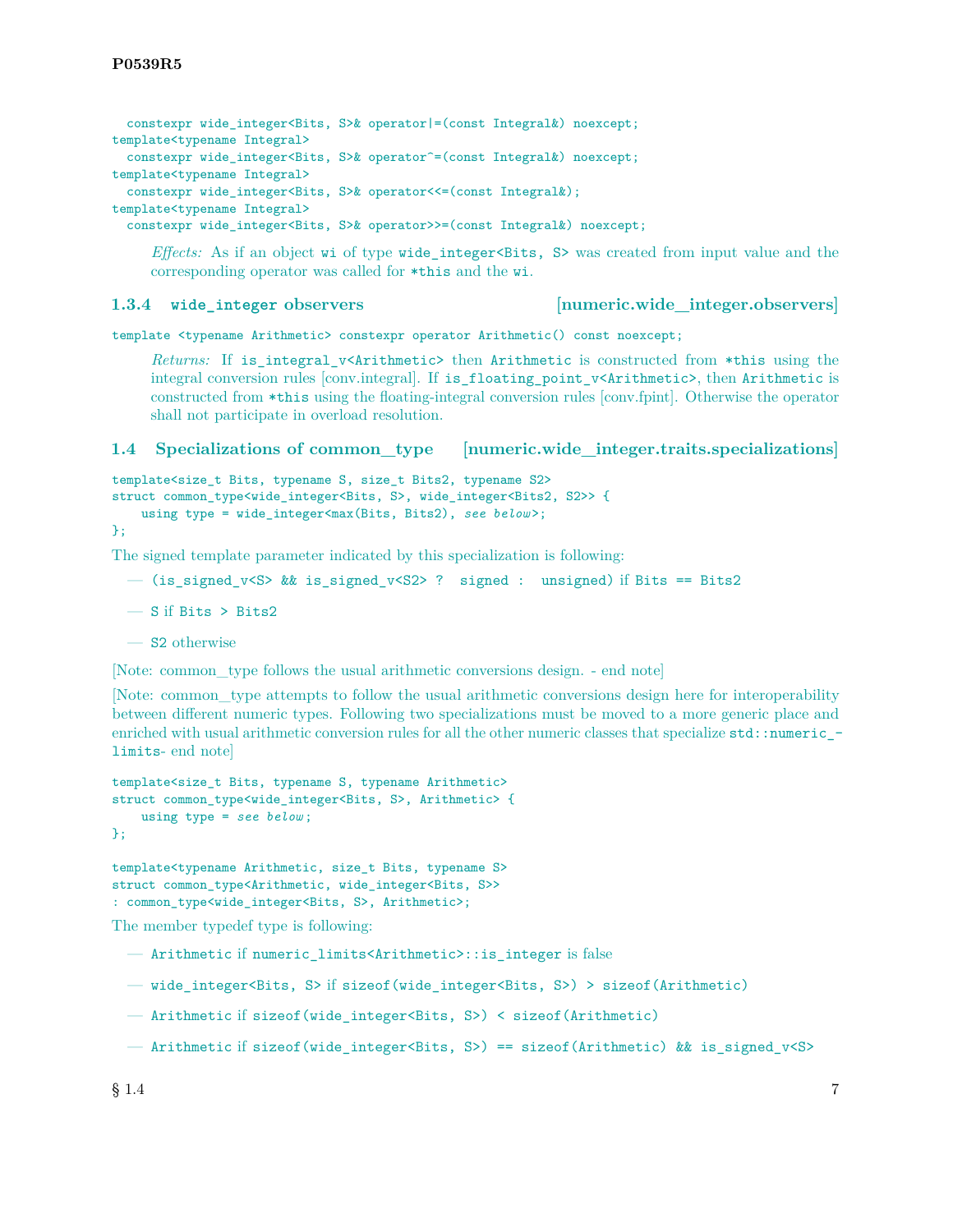```
  constexpr wide_integer<Bits, S>& operator|=(const Integral&) noexcept;
template<typename Integral>
  constexpr wide_integer<Bits, S>& operator^=(const Integral&) noexcept;
template<typename Integral>
  constexpr wide_integer<Bits, S>& operator<<=(const Integral&);
template<typename Integral>
  constexpr wide_integer<Bits, S>& operator>>=(const Integral&) noexcept;
```

*Effects:* As if an object `wi` of type `wide_integer<Bits, S>` was created from input value and the corresponding operator was called for `*this` and the `wi`.

### 1.3.4 `wide_integer` observers [numeric.wide_integer.observers]

```
template <typename Arithmetic> constexpr operator Arithmetic() const noexcept;
```

*Returns:* If `is_integral_v<Arithmetic>` then `Arithmetic` is constructed from `*this` using the integral conversion rules [conv.integral]. If `is_floating_point_v<Arithmetic>`, then `Arithmetic` is constructed from `*this` using the floating-integral conversion rules [conv.fpint]. Otherwise the operator shall not participate in overload resolution.

## 1.4 Specializations of common_type [numeric.wide_integer.traits.specializations]

```
template<size_t Bits, typename S, size_t Bits2, typename S2>
struct common_type<wide_integer<Bits, S>, wide_integer<Bits2, S2>> {
    using type = wide_integer<max(Bits, Bits2), see below>;
};
```

The signed template parameter indicated by this specialization is following:

- `(is_signed_v<S> && is_signed_v<S2> ? signed : unsigned)` if `Bits == Bits2`
- `S` if `Bits > Bits2`
- `S2` otherwise

[Note: common_type follows the usual arithmetic conversions design. - end note]

[Note: common_type attempts to follow the usual arithmetic conversions design here for interoperability between different numeric types. Following two specializations must be moved to a more generic place and enriched with usual arithmetic conversion rules for all the other numeric classes that specialize `std::numeric_limits`- end note]

```
template<size_t Bits, typename S, typename Arithmetic>
struct common_type<wide_integer<Bits, S>, Arithmetic> {
    using type = see below;
};

template<typename Arithmetic, size_t Bits, typename S>
struct common_type<Arithmetic, wide_integer<Bits, S>>
: common_type<wide_integer<Bits, S>, Arithmetic>;
```

The member typedef type is following:

- `Arithmetic` if `numeric_limits<Arithmetic>::is_integer` is false
- `wide_integer<Bits, S>` if `sizeof(wide_integer<Bits, S>) > sizeof(Arithmetic)`
- `Arithmetic` if `sizeof(wide_integer<Bits, S>) < sizeof(Arithmetic)`
- `Arithmetic` if `sizeof(wide_integer<Bits, S>) == sizeof(Arithmetic) && is_signed_v<S>`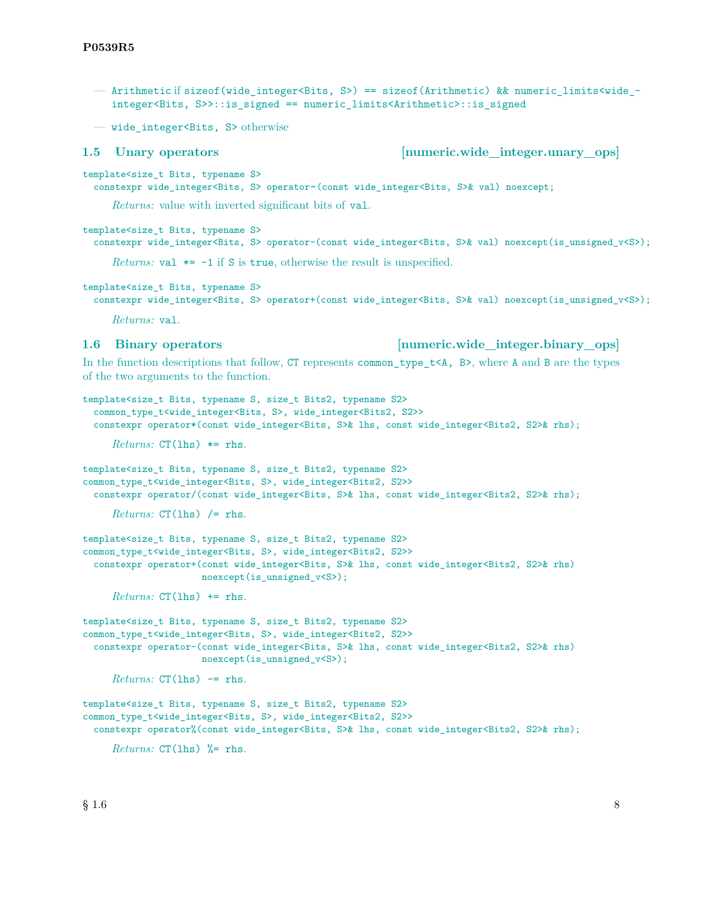— `Arithmetic` if `sizeof(wide_integer<Bits, S>) == sizeof(Arithmetic) && numeric_limits<wide_integer<Bits, S>>::is_signed == numeric_limits<Arithmetic>::is_signed`

— `wide_integer<Bits, S>` otherwise

## 1.5 Unary operators [numeric.wide_integer.unary_ops]

```
template<size_t Bits, typename S>
  constexpr wide_integer<Bits, S> operator~(const wide_integer<Bits, S>& val) noexcept;
```

*Returns:* value with inverted significant bits of `val`.

```
template<size_t Bits, typename S>
  constexpr wide_integer<Bits, S> operator-(const wide_integer<Bits, S>& val) noexcept(is_unsigned_v<S>);
```

*Returns:* `val *= -1` if `S` is `true`, otherwise the result is unspecified.

```
template<size_t Bits, typename S>
  constexpr wide_integer<Bits, S> operator+(const wide_integer<Bits, S>& val) noexcept(is_unsigned_v<S>);
```

*Returns:* `val`.

## 1.6 Binary operators [numeric.wide_integer.binary_ops]

In the function descriptions that follow, `CT` represents `common_type_t<A, B>`, where `A` and `B` are the types of the two arguments to the function.

```
template<size_t Bits, typename S, size_t Bits2, typename S2>
  common_type_t<wide_integer<Bits, S>, wide_integer<Bits2, S2>>
  constexpr operator*(const wide_integer<Bits, S>& lhs, const wide_integer<Bits2, S2>& rhs);
```

*Returns:* `CT(lhs) *= rhs`.

```
template<size_t Bits, typename S, size_t Bits2, typename S2>
common_type_t<wide_integer<Bits, S>, wide_integer<Bits2, S2>>
  constexpr operator/(const wide_integer<Bits, S>& lhs, const wide_integer<Bits2, S2>& rhs);
```

*Returns:* `CT(lhs) /= rhs`.

```
template<size_t Bits, typename S, size_t Bits2, typename S2>
common_type_t<wide_integer<Bits, S>, wide_integer<Bits2, S2>>
  constexpr operator+(const wide_integer<Bits, S>& lhs, const wide_integer<Bits2, S2>& rhs)
                    noexcept(is_unsigned_v<S>);
```

*Returns:* `CT(lhs) += rhs`.

```
template<size_t Bits, typename S, size_t Bits2, typename S2>
common_type_t<wide_integer<Bits, S>, wide_integer<Bits2, S2>>
  constexpr operator-(const wide_integer<Bits, S>& lhs, const wide_integer<Bits2, S2>& rhs)
                    noexcept(is_unsigned_v<S>);
```

*Returns:* `CT(lhs) -= rhs`.

```
template<size_t Bits, typename S, size_t Bits2, typename S2>
common_type_t<wide_integer<Bits, S>, wide_integer<Bits2, S2>>
  constexpr operator%(const wide_integer<Bits, S>& lhs, const wide_integer<Bits2, S2>& rhs);
```

*Returns:* `CT(lhs) %= rhs`.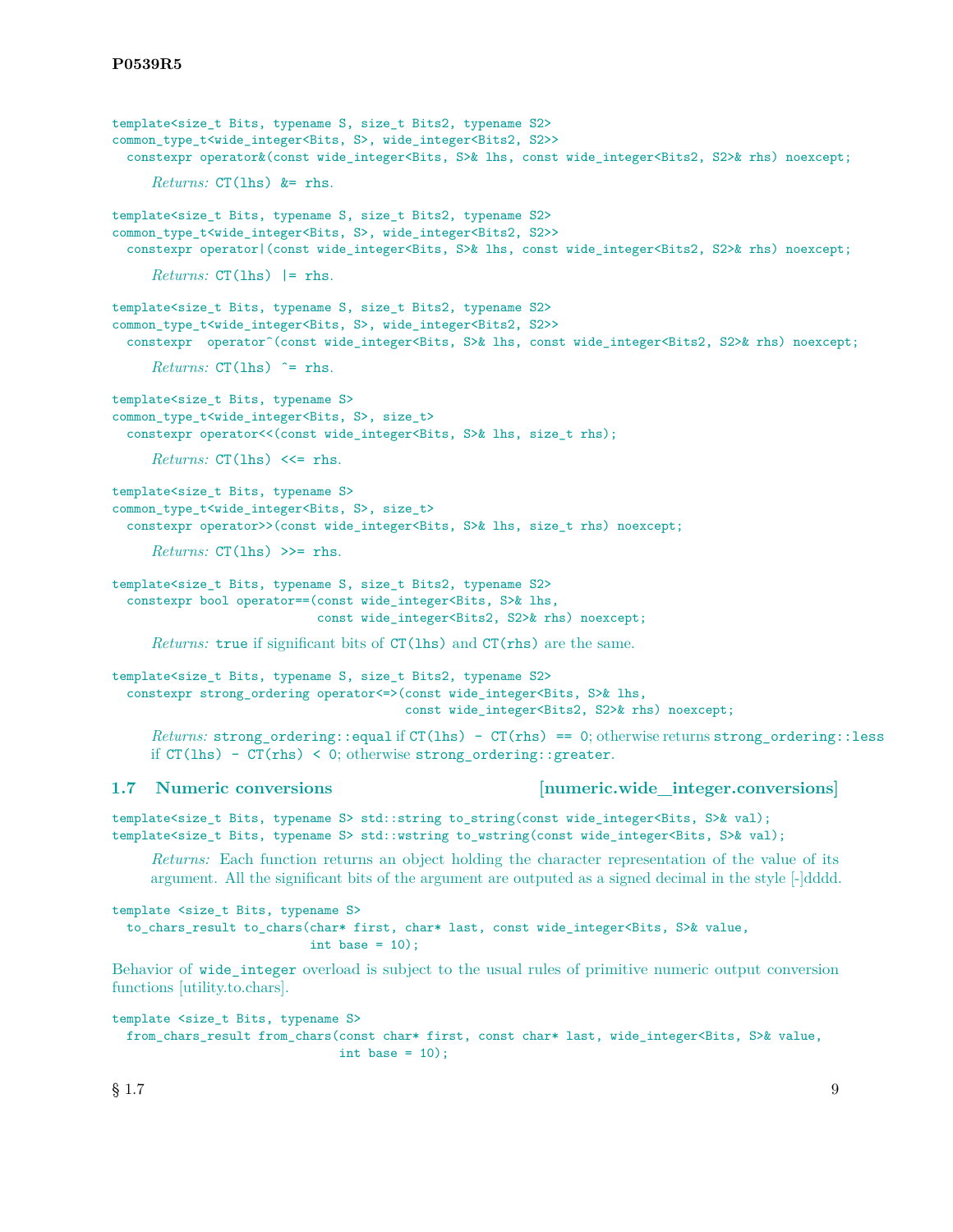```
template<size_t Bits, typename S, size_t Bits2, typename S2>
common_type_t<wide_integer<Bits, S>, wide_integer<Bits2, S2>>
  constexpr operator&(const wide_integer<Bits, S>& lhs, const wide_integer<Bits2, S2>& rhs) noexcept;
```

*Returns:* `CT(lhs) &= rhs`.

```
template<size_t Bits, typename S, size_t Bits2, typename S2>
common_type_t<wide_integer<Bits, S>, wide_integer<Bits2, S2>>
  constexpr operator|(const wide_integer<Bits, S>& lhs, const wide_integer<Bits2, S2>& rhs) noexcept;
```

*Returns:* `CT(lhs) |= rhs`.

```
template<size_t Bits, typename S, size_t Bits2, typename S2>
common_type_t<wide_integer<Bits, S>, wide_integer<Bits2, S2>>
  constexpr  operator^(const wide_integer<Bits, S>& lhs, const wide_integer<Bits2, S2>& rhs) noexcept;
```

*Returns:* `CT(lhs) ^= rhs`.

```
template<size_t Bits, typename S>
common_type_t<wide_integer<Bits, S>, size_t>
  constexpr operator<<(const wide_integer<Bits, S>& lhs, size_t rhs);
```

*Returns:* `CT(lhs) <<= rhs`.

```
template<size_t Bits, typename S>
common_type_t<wide_integer<Bits, S>, size_t>
  constexpr operator>>(const wide_integer<Bits, S>& lhs, size_t rhs) noexcept;
```

*Returns:* `CT(lhs) >>= rhs`.

```
template<size_t Bits, typename S, size_t Bits2, typename S2>
  constexpr bool operator==(const wide_integer<Bits, S>& lhs,
                            const wide_integer<Bits2, S2>& rhs) noexcept;
```

*Returns:* `true` if significant bits of `CT(lhs)` and `CT(rhs)` are the same.

```
template<size_t Bits, typename S, size_t Bits2, typename S2>
  constexpr strong_ordering operator<=>(const wide_integer<Bits, S>& lhs,
                                        const wide_integer<Bits2, S2>& rhs) noexcept;
```

*Returns:* `strong_ordering::equal` if `CT(lhs) - CT(rhs) == 0`; otherwise returns `strong_ordering::less` if `CT(lhs) - CT(rhs) < 0`; otherwise `strong_ordering::greater`.

## 1.7 Numeric conversions [numeric.wide_integer.conversions]

```
template<size_t Bits, typename S> std::string to_string(const wide_integer<Bits, S>& val);
template<size_t Bits, typename S> std::wstring to_wstring(const wide_integer<Bits, S>& val);
```

*Returns:* Each function returns an object holding the character representation of the value of its argument. All the significant bits of the argument are outputed as a signed decimal in the style [-]dddd.

```
template <size_t Bits, typename S>
  to_chars_result to_chars(char* first, char* last, const wide_integer<Bits, S>& value,
                           int base = 10);
```

Behavior of `wide_integer` overload is subject to the usual rules of primitive numeric output conversion functions [utility.to.chars].

```
template <size_t Bits, typename S>
  from_chars_result from_chars(const char* first, const char* last, wide_integer<Bits, S>& value,
                               int base = 10);
```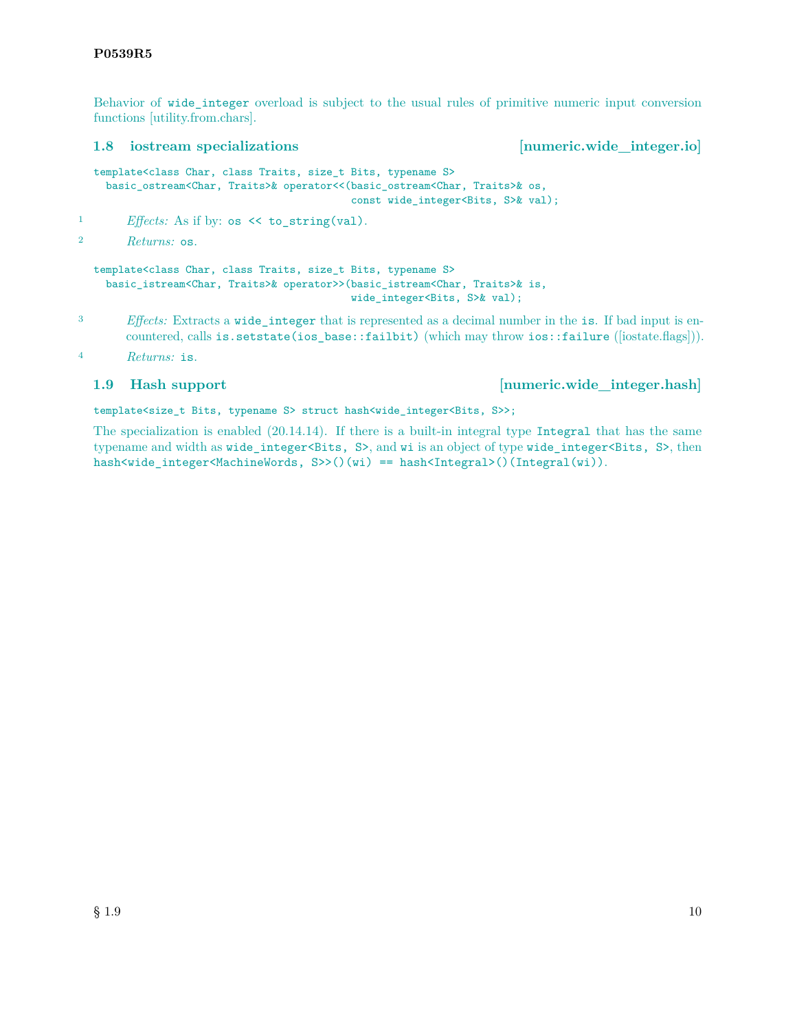Behavior of `wide_integer` overload is subject to the usual rules of primitive numeric input conversion functions [utility.from.chars].

### 1.8 iostream specializations [numeric.wide_integer.io]

```
template<class Char, class Traits, size_t Bits, typename S>
  basic_ostream<Char, Traits>& operator<<(basic_ostream<Char, Traits>& os,
                                          const wide_integer<Bits, S>& val);
```

1 *Effects:* As if by: `os << to_string(val)`.

2 *Returns:* `os`.

```
template<class Char, class Traits, size_t Bits, typename S>
  basic_istream<Char, Traits>& operator>>(basic_istream<Char, Traits>& is,
                                          wide_integer<Bits, S>& val);
```

3 *Effects:* Extracts a `wide_integer` that is represented as a decimal number in the `is`. If bad input is encountered, calls `is.setstate(ios_base::failbit)` (which may throw `ios::failure` ([iostate.flags])).

4 *Returns:* `is`.

### 1.9 Hash support [numeric.wide_integer.hash]

```
template<size_t Bits, typename S> struct hash<wide_integer<Bits, S>>;
```

The specialization is enabled (20.14.14). If there is a built-in integral type `Integral` that has the same typename and width as `wide_integer<Bits, S>`, and `wi` is an object of type `wide_integer<Bits, S>`, then `hash<wide_integer<MachineWords, S>>()(wi) == hash<Integral>()(Integral(wi))`.